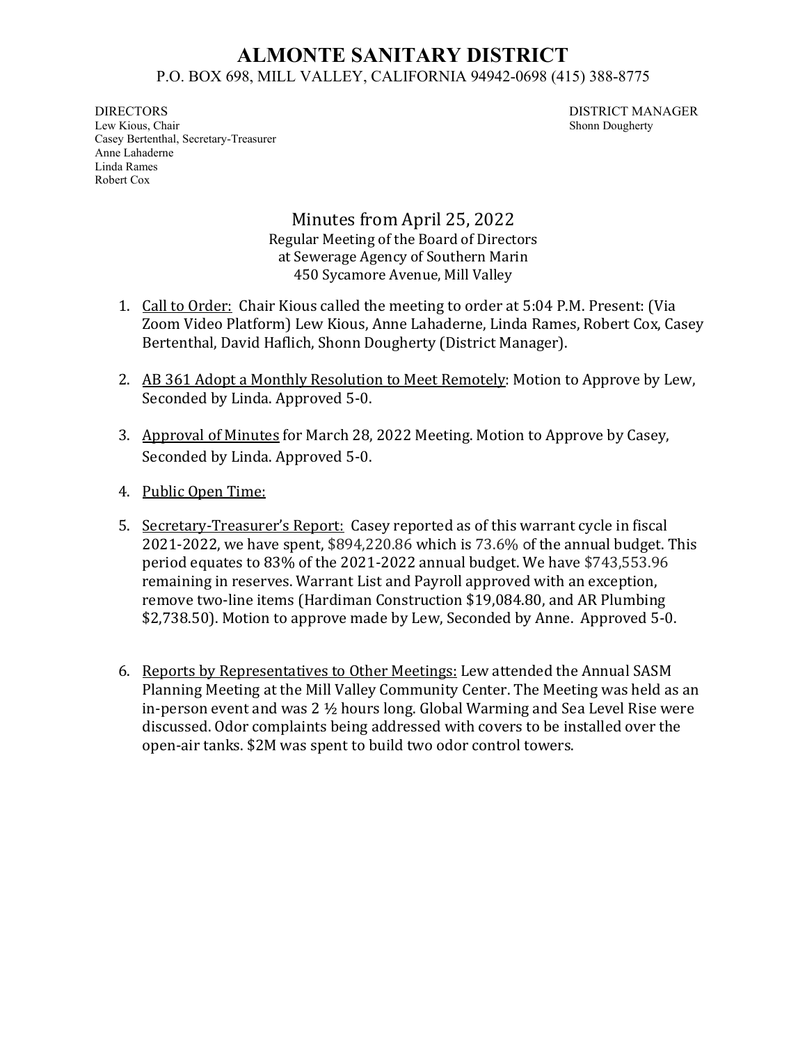# ALMONTE SANITARY DISTRICT

P.O. BOX 698, MILL VALLEY, CALIFORNIA 94942-0698 (415) 388-8775

DIRECTORS
Lew Kious, Chair
Casey Bertenthal, Secretary-Treasurer
Anne Lahaderne
Linda Rames
Robert Cox

DISTRICT MANAGER
Shonn Dougherty

## Minutes from April 25, 2022

Regular Meeting of the Board of Directors
at Sewerage Agency of Southern Marin
450 Sycamore Avenue, Mill Valley

1. Call to Order: Chair Kious called the meeting to order at 5:04 P.M. Present: (Via Zoom Video Platform) Lew Kious, Anne Lahaderne, Linda Rames, Robert Cox, Casey Bertenthal, David Haflich, Shonn Dougherty (District Manager).

2. AB 361 Adopt a Monthly Resolution to Meet Remotely: Motion to Approve by Lew, Seconded by Linda. Approved 5-0.

3. Approval of Minutes for March 28, 2022 Meeting. Motion to Approve by Casey, Seconded by Linda. Approved 5-0.

4. Public Open Time:

5. Secretary-Treasurer's Report: Casey reported as of this warrant cycle in fiscal 2021-2022, we have spent, $894,220.86 which is 73.6% of the annual budget. This period equates to 83% of the 2021-2022 annual budget. We have $743,553.96 remaining in reserves. Warrant List and Payroll approved with an exception, remove two-line items (Hardiman Construction $19,084.80, and AR Plumbing $2,738.50). Motion to approve made by Lew, Seconded by Anne. Approved 5-0.

6. Reports by Representatives to Other Meetings: Lew attended the Annual SASM Planning Meeting at the Mill Valley Community Center. The Meeting was held as an in-person event and was 2 ½ hours long. Global Warming and Sea Level Rise were discussed. Odor complaints being addressed with covers to be installed over the open-air tanks. $2M was spent to build two odor control towers.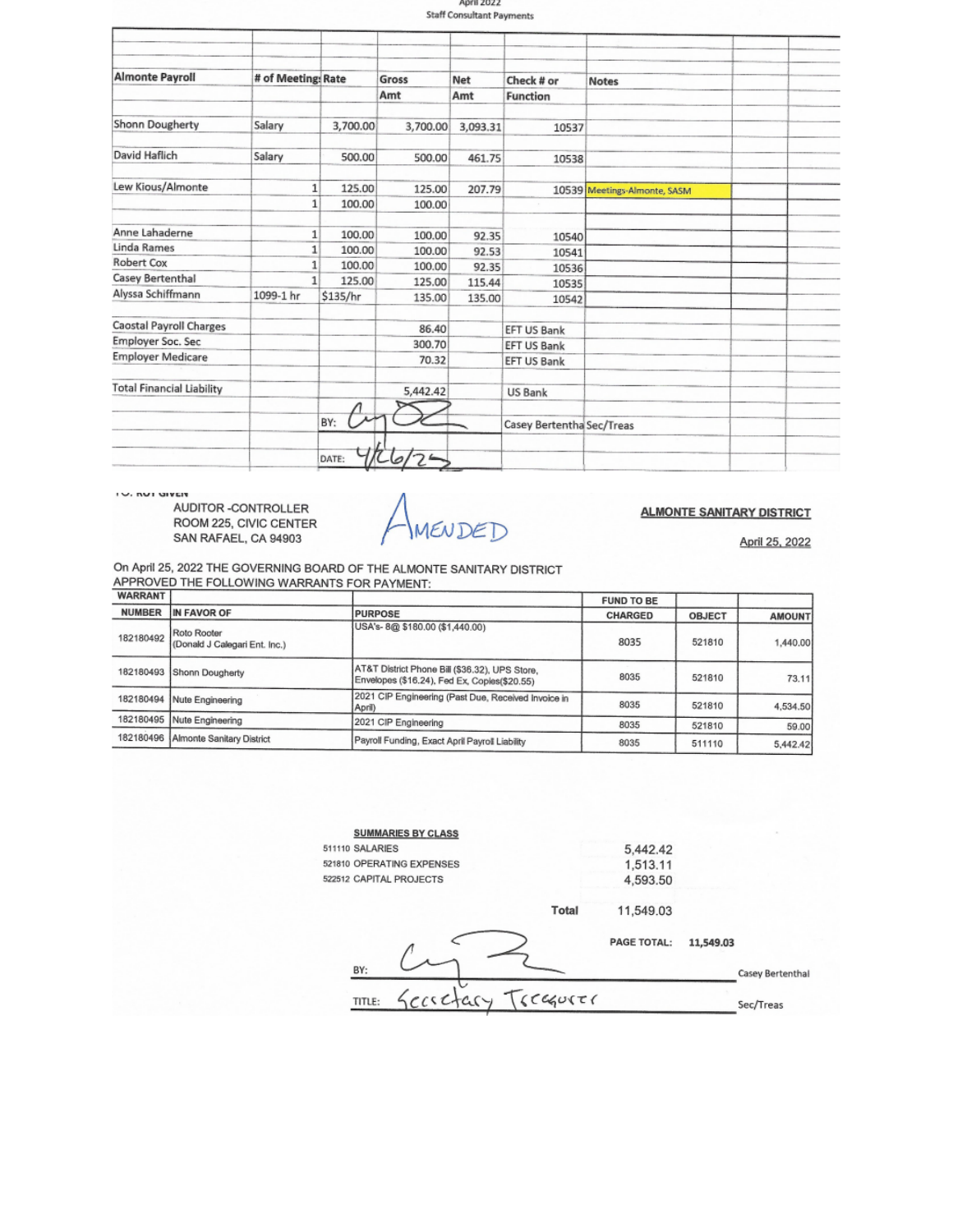April 2022

Staff Consultant Payments

| Almonte Payroll | # of Meeting: | Rate | Gross Amt | Net Amt | Check # or Function | Notes |
|---|---|---|---|---|---|---|
| Shonn Dougherty | Salary | 3,700.00 | 3,700.00 | 3,093.31 | 10537 | |
| David Haflich | Salary | 500.00 | 500.00 | 461.75 | 10538 | |
| Lew Kious/Almonte | 1 | 125.00 | 125.00 | 207.79 | 10539 | Meetings-Almonte, SASM |
| | 1 | 100.00 | 100.00 | | | |
| Anne Lahaderne | 1 | 100.00 | 100.00 | 92.35 | 10540 | |
| Linda Rames | 1 | 100.00 | 100.00 | 92.53 | 10541 | |
| Robert Cox | 1 | 100.00 | 100.00 | 92.35 | 10536 | |
| Casey Bertenthal | 1 | 125.00 | 125.00 | 115.44 | 10535 | |
| Alyssa Schiffmann | 1099-1 hr | $135/hr | 135.00 | 135.00 | 10542 | |
| Caostal Payroll Charges | | | 86.40 | | EFT US Bank | |
| Employer Soc. Sec | | | 300.70 | | EFT US Bank | |
| Employer Medicare | | | 70.32 | | EFT US Bank | |
| Total Financial Liability | | | 5,442.42 | | US Bank | |
| | | BY: [signature] | | | Casey Bertentha | Sec/Treas |
| | | DATE: 4/26/22 | | | | |

TO: ROY GIVEN
AUDITOR -CONTROLLER
ROOM 225, CIVIC CENTER
SAN RAFAEL, CA 94903

AMENDED

**ALMONTE SANITARY DISTRICT**

April 25, 2022

On April 25, 2022 THE GOVERNING BOARD OF THE ALMONTE SANITARY DISTRICT APPROVED THE FOLLOWING WARRANTS FOR PAYMENT:

| WARRANT NUMBER | IN FAVOR OF | PURPOSE | FUND TO BE CHARGED | OBJECT | AMOUNT |
|---|---|---|---|---|---|
| 182180492 | Roto Rooter (Donald J Calegari Ent. Inc.) | USA's- 8@ $180.00 ($1,440.00) | 8035 | 521810 | 1,440.00 |
| 182180493 | Shonn Dougherty | AT&T District Phone Bill ($36.32), UPS Store, Envelopes ($16.24), Fed Ex, Copies($20.55) | 8035 | 521810 | 73.11 |
| 182180494 | Nute Engineering | 2021 CIP Engineering (Past Due, Received Invoice in April) | 8035 | 521810 | 4,534.50 |
| 182180495 | Nute Engineering | 2021 CIP Engineering | 8035 | 521810 | 59.00 |
| 182180496 | Almonte Sanitary District | Payroll Funding, Exact April Payroll Liability | 8035 | 511110 | 5,442.42 |

**SUMMARIES BY CLASS**

| | | |
|---|---|---|
| 511110 | SALARIES | 5,442.42 |
| 521810 | OPERATING EXPENSES | 1,513.11 |
| 522512 | CAPITAL PROJECTS | 4,593.50 |
| | Total | 11,549.03 |

PAGE TOTAL: **11,549.03**

BY: [signature] Casey Bertenthal

TITLE: Secretary Treasurer Sec/Treas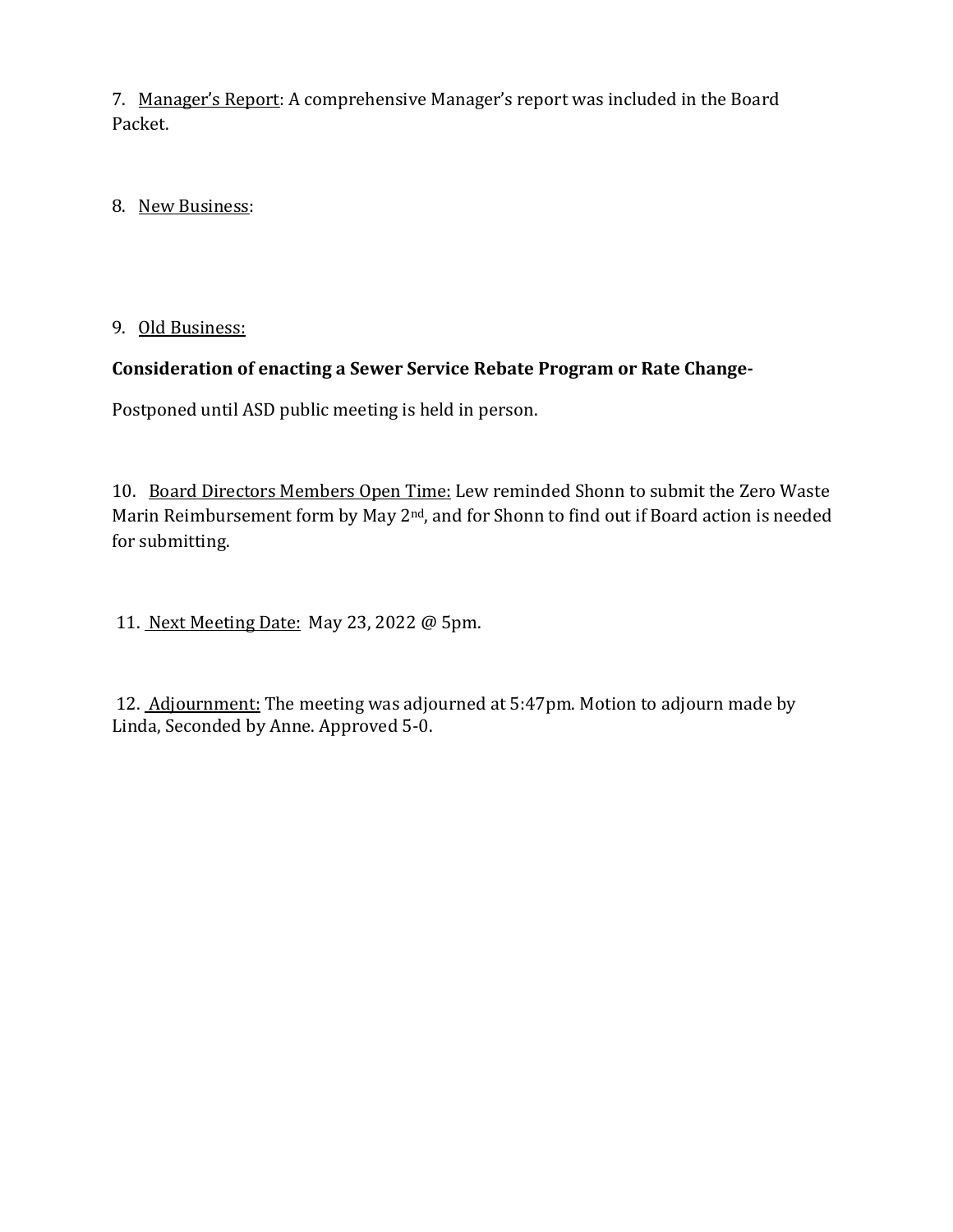7. Manager's Report: A comprehensive Manager's report was included in the Board Packet.

8. New Business:

9. Old Business:

**Consideration of enacting a Sewer Service Rebate Program or Rate Change-**

Postponed until ASD public meeting is held in person.

10. Board Directors Members Open Time: Lew reminded Shonn to submit the Zero Waste Marin Reimbursement form by May 2nd, and for Shonn to find out if Board action is needed for submitting.

11. Next Meeting Date: May 23, 2022 @ 5pm.

12. Adjournment: The meeting was adjourned at 5:47pm. Motion to adjourn made by Linda, Seconded by Anne. Approved 5-0.